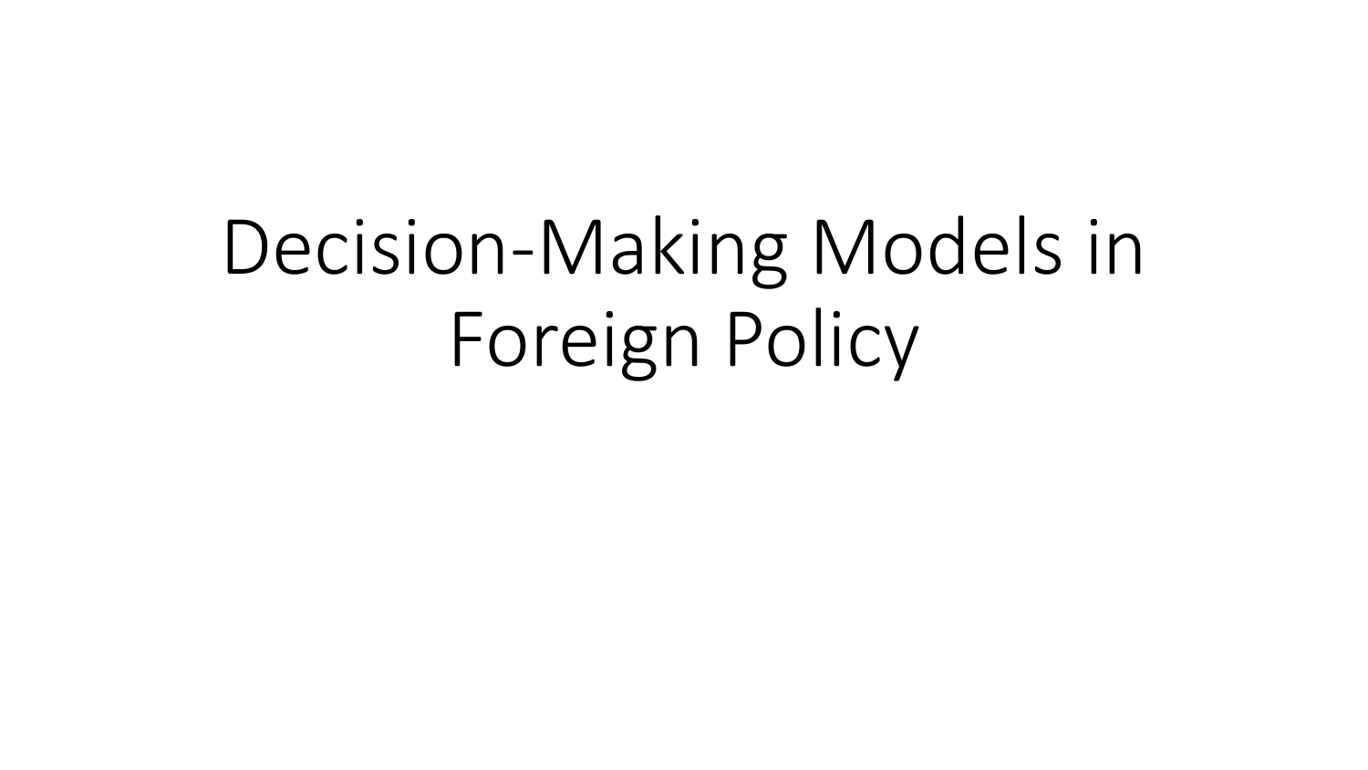# Decision-Making Models in Foreign Policy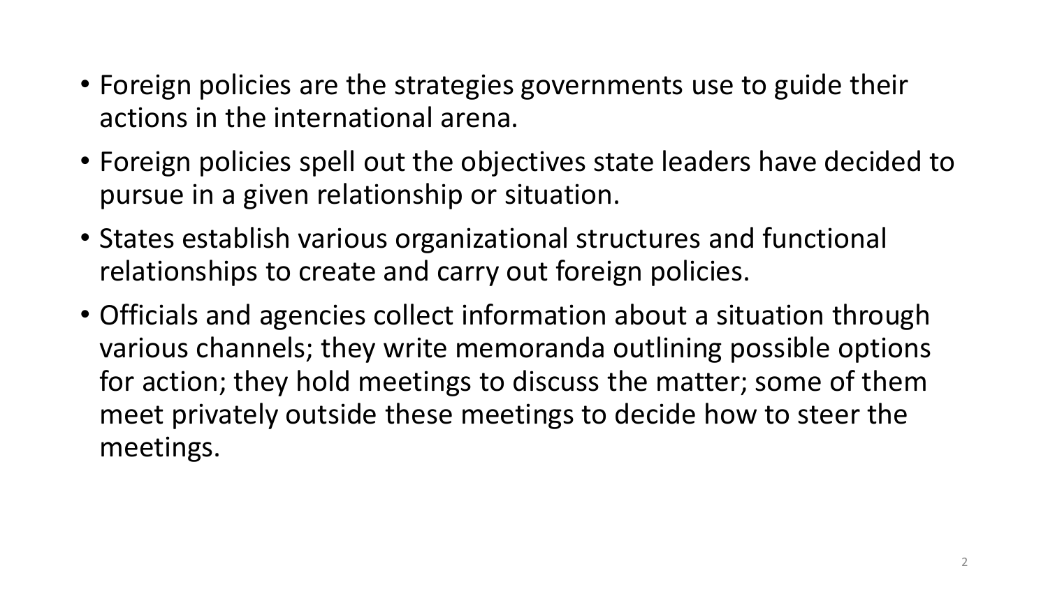- Foreign policies are the strategies governments use to guide their actions in the international arena.
- Foreign policies spell out the objectives state leaders have decided to pursue in a given relationship or situation.
- States establish various organizational structures and functional relationships to create and carry out foreign policies.
- Officials and agencies collect information about a situation through various channels; they write memoranda outlining possible options for action; they hold meetings to discuss the matter; some of them meet privately outside these meetings to decide how to steer the meetings.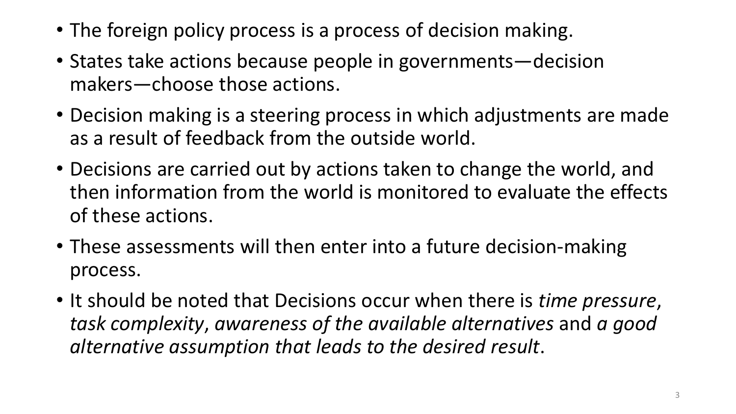- The foreign policy process is a process of decision making.
- States take actions because people in governments—decision makers—choose those actions.
- Decision making is a steering process in which adjustments are made as a result of feedback from the outside world.
- Decisions are carried out by actions taken to change the world, and then information from the world is monitored to evaluate the effects of these actions.
- These assessments will then enter into a future decision-making process.
- It should be noted that Decisions occur when there is *time pressure*, *task complexity*, *awareness of the available alternatives* and *a good alternative assumption that leads to the desired result*.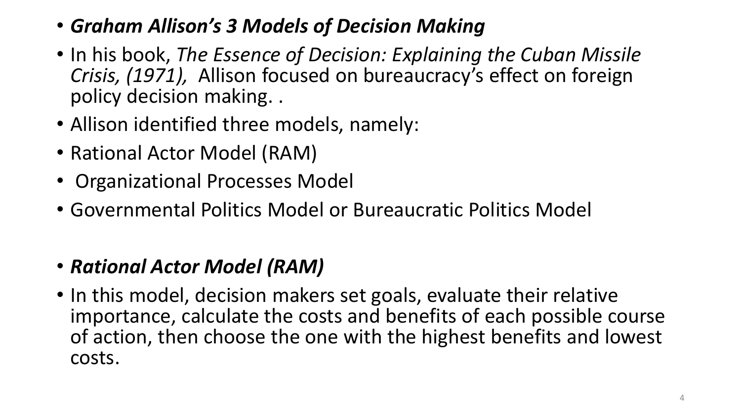- ***Graham Allison's 3 Models of Decision Making***
- In his book, *The Essence of Decision: Explaining the Cuban Missile Crisis, (1971),* Allison focused on bureaucracy's effect on foreign policy decision making. .
- Allison identified three models, namely:
- Rational Actor Model (RAM)
- Organizational Processes Model
- Governmental Politics Model or Bureaucratic Politics Model

- ***Rational Actor Model (RAM)***
- In this model, decision makers set goals, evaluate their relative importance, calculate the costs and benefits of each possible course of action, then choose the one with the highest benefits and lowest costs.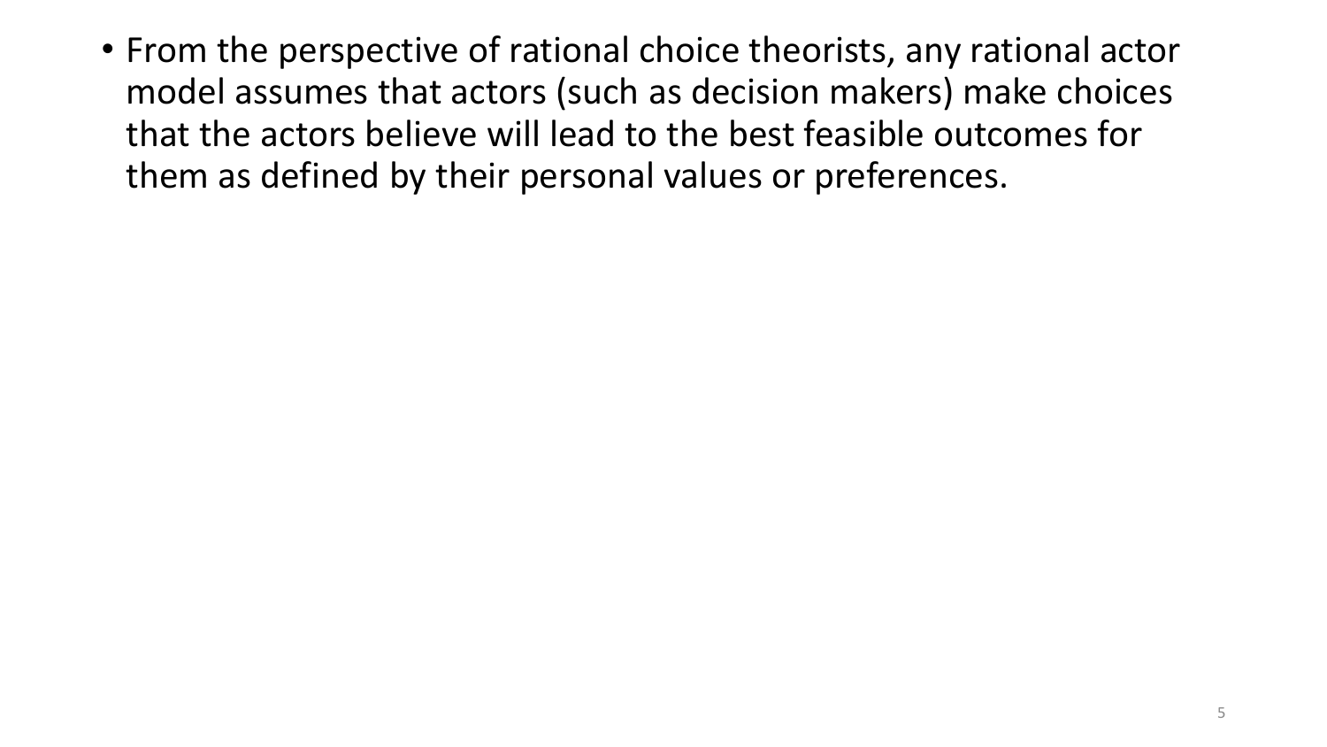- From the perspective of rational choice theorists, any rational actor model assumes that actors (such as decision makers) make choices that the actors believe will lead to the best feasible outcomes for them as defined by their personal values or preferences.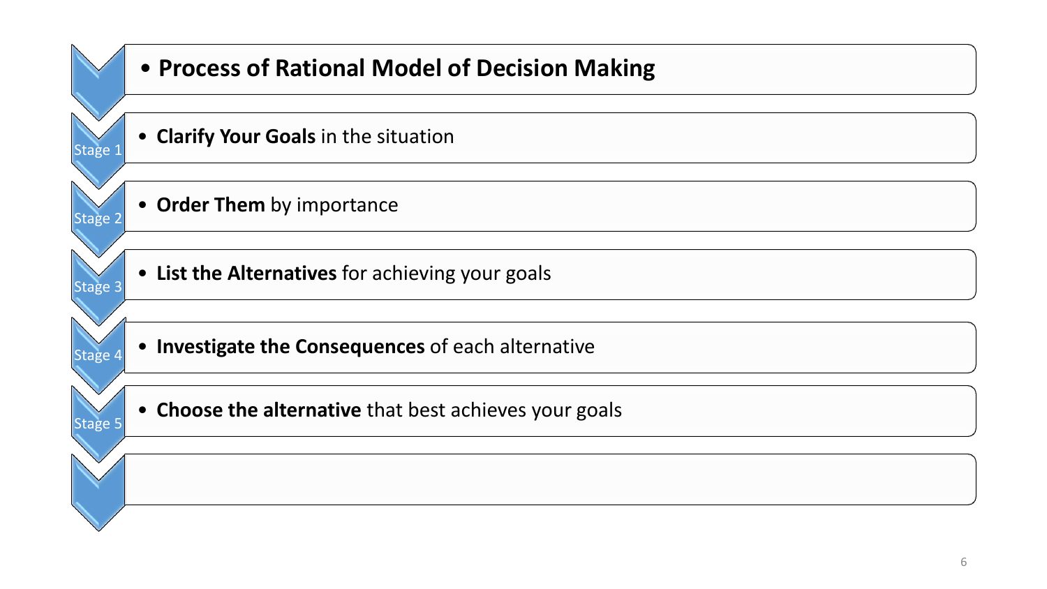# Process of Rational Model of Decision Making

- Stage 1: **Clarify Your Goals** in the situation
- Stage 2: **Order Them** by importance
- Stage 3: **List the Alternatives** for achieving your goals
- Stage 4: **Investigate the Consequences** of each alternative
- Stage 5: **Choose the alternative** that best achieves your goals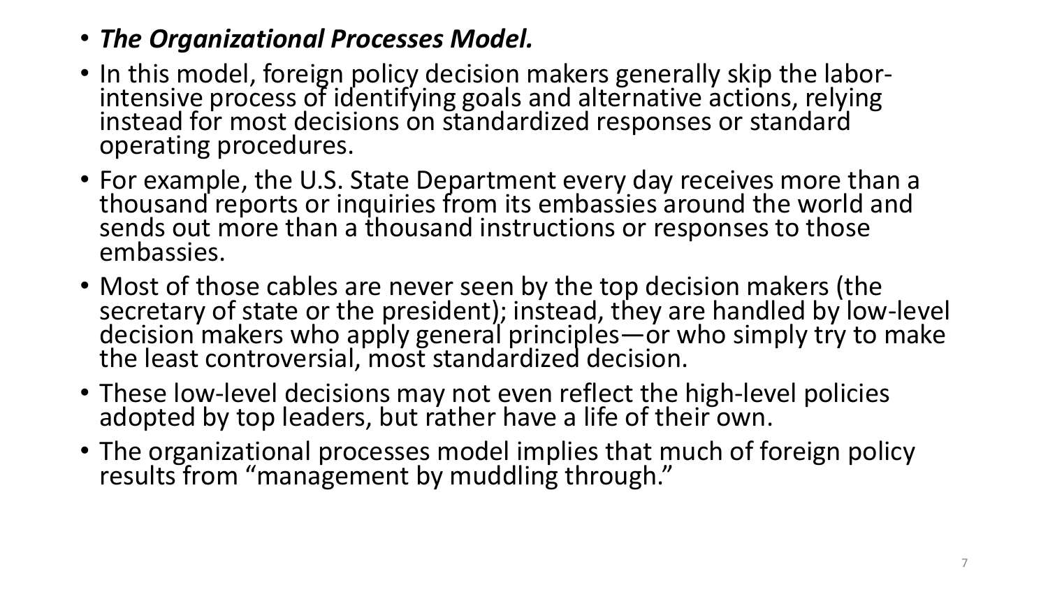- ***The Organizational Processes Model.***
- In this model, foreign policy decision makers generally skip the labor-intensive process of identifying goals and alternative actions, relying instead for most decisions on standardized responses or standard operating procedures.
- For example, the U.S. State Department every day receives more than a thousand reports or inquiries from its embassies around the world and sends out more than a thousand instructions or responses to those embassies.
- Most of those cables are never seen by the top decision makers (the secretary of state or the president); instead, they are handled by low-level decision makers who apply general principles—or who simply try to make the least controversial, most standardized decision.
- These low-level decisions may not even reflect the high-level policies adopted by top leaders, but rather have a life of their own.
- The organizational processes model implies that much of foreign policy results from "management by muddling through."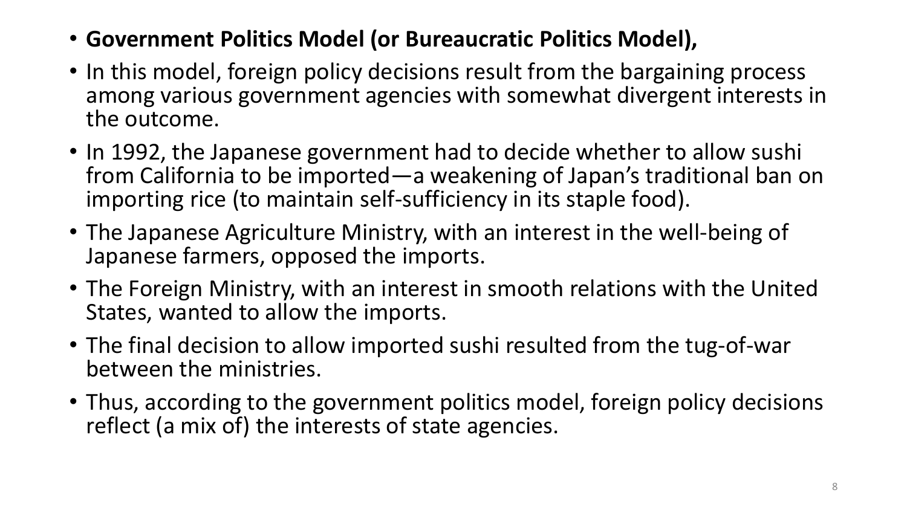- **Government Politics Model (or Bureaucratic Politics Model),**
- In this model, foreign policy decisions result from the bargaining process among various government agencies with somewhat divergent interests in the outcome.
- In 1992, the Japanese government had to decide whether to allow sushi from California to be imported—a weakening of Japan's traditional ban on importing rice (to maintain self-sufficiency in its staple food).
- The Japanese Agriculture Ministry, with an interest in the well-being of Japanese farmers, opposed the imports.
- The Foreign Ministry, with an interest in smooth relations with the United States, wanted to allow the imports.
- The final decision to allow imported sushi resulted from the tug-of-war between the ministries.
- Thus, according to the government politics model, foreign policy decisions reflect (a mix of) the interests of state agencies.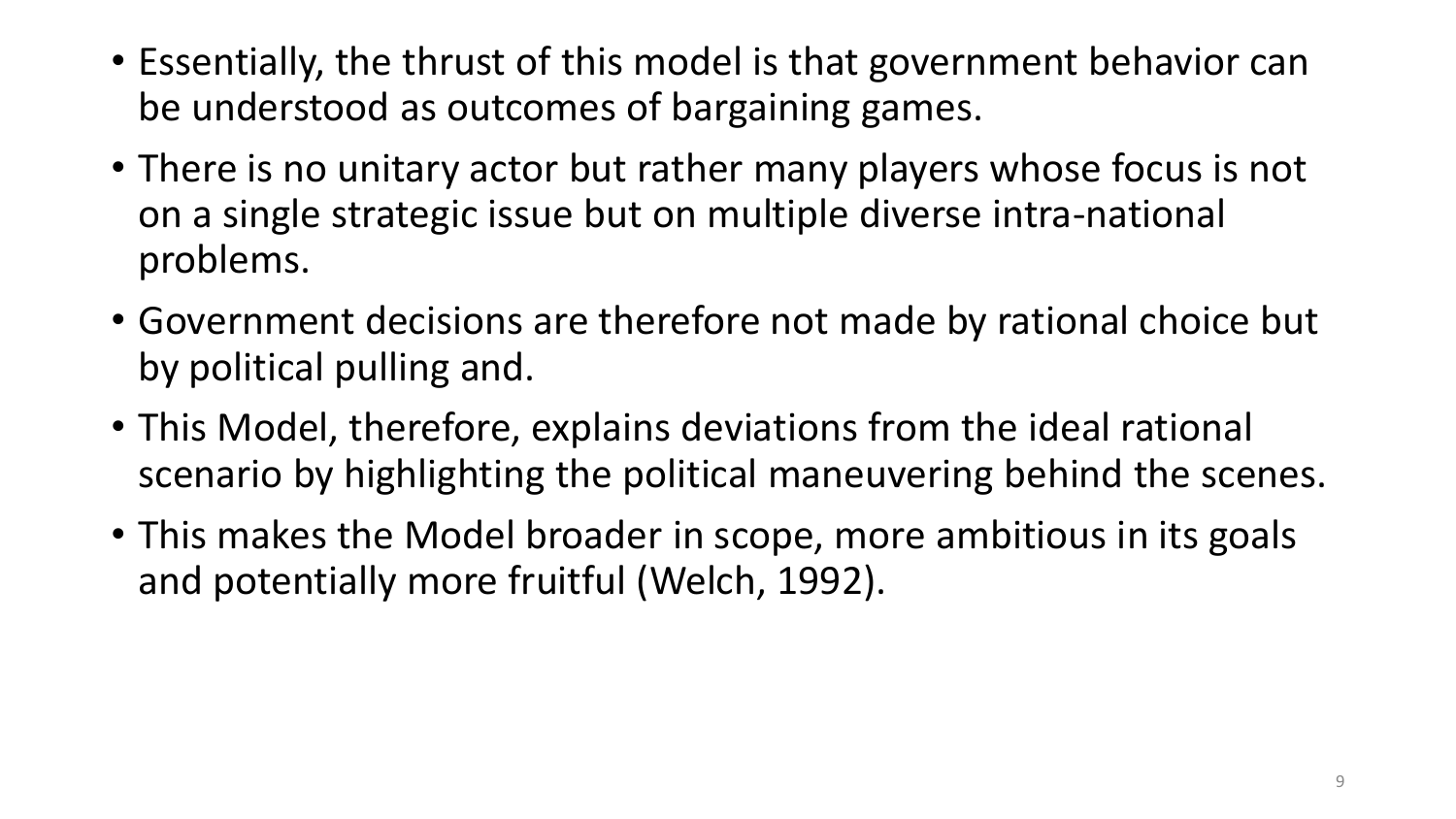- Essentially, the thrust of this model is that government behavior can be understood as outcomes of bargaining games.
- There is no unitary actor but rather many players whose focus is not on a single strategic issue but on multiple diverse intra-national problems.
- Government decisions are therefore not made by rational choice but by political pulling and.
- This Model, therefore, explains deviations from the ideal rational scenario by highlighting the political maneuvering behind the scenes.
- This makes the Model broader in scope, more ambitious in its goals and potentially more fruitful (Welch, 1992).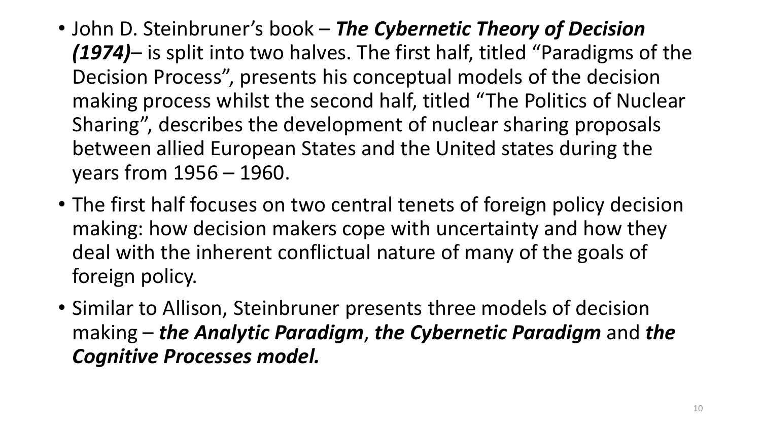- John D. Steinbruner's book – ***The Cybernetic Theory of Decision (1974)***– is split into two halves. The first half, titled "Paradigms of the Decision Process", presents his conceptual models of the decision making process whilst the second half, titled "The Politics of Nuclear Sharing", describes the development of nuclear sharing proposals between allied European States and the United states during the years from 1956 – 1960.
- The first half focuses on two central tenets of foreign policy decision making: how decision makers cope with uncertainty and how they deal with the inherent conflictual nature of many of the goals of foreign policy.
- Similar to Allison, Steinbruner presents three models of decision making – ***the Analytic Paradigm***, ***the Cybernetic Paradigm*** and ***the Cognitive Processes model.***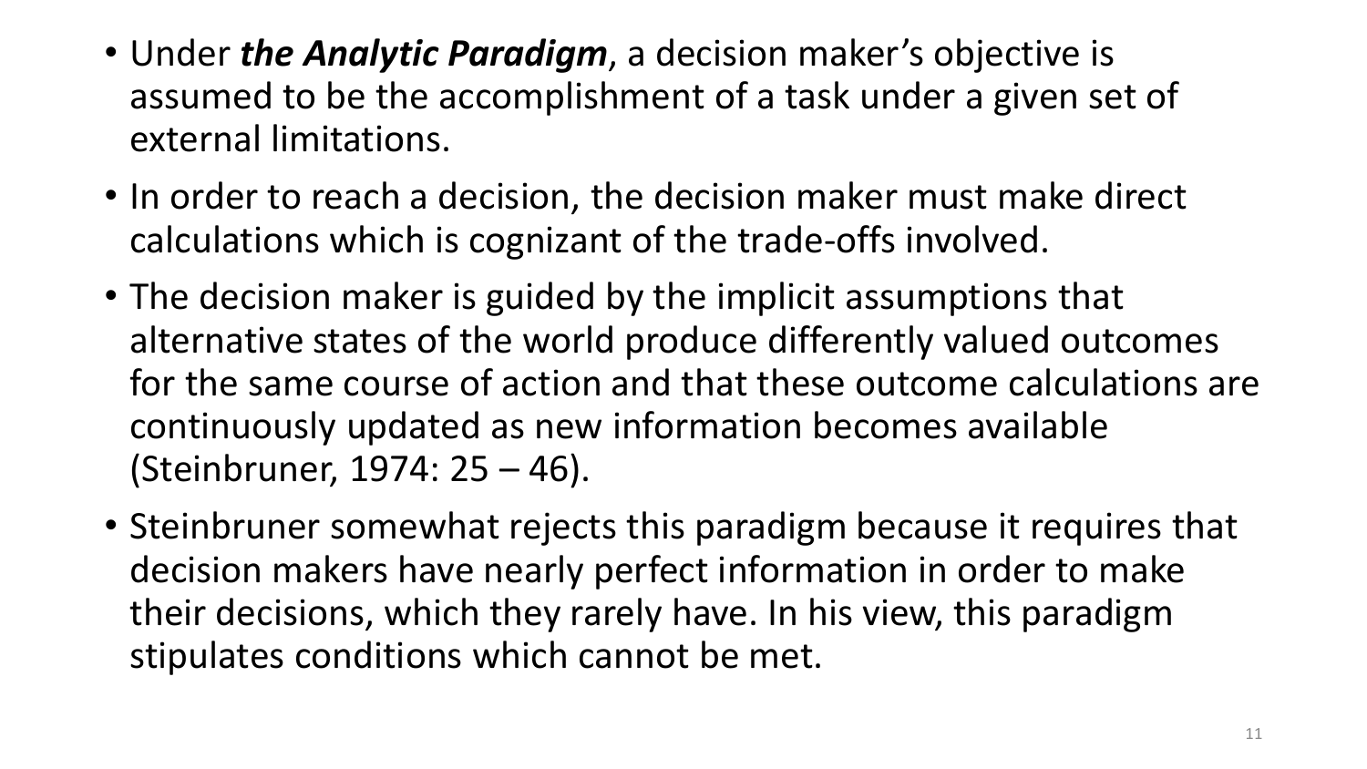- Under ***the Analytic Paradigm***, a decision maker's objective is assumed to be the accomplishment of a task under a given set of external limitations.
- In order to reach a decision, the decision maker must make direct calculations which is cognizant of the trade-offs involved.
- The decision maker is guided by the implicit assumptions that alternative states of the world produce differently valued outcomes for the same course of action and that these outcome calculations are continuously updated as new information becomes available (Steinbruner, 1974: 25 – 46).
- Steinbruner somewhat rejects this paradigm because it requires that decision makers have nearly perfect information in order to make their decisions, which they rarely have. In his view, this paradigm stipulates conditions which cannot be met.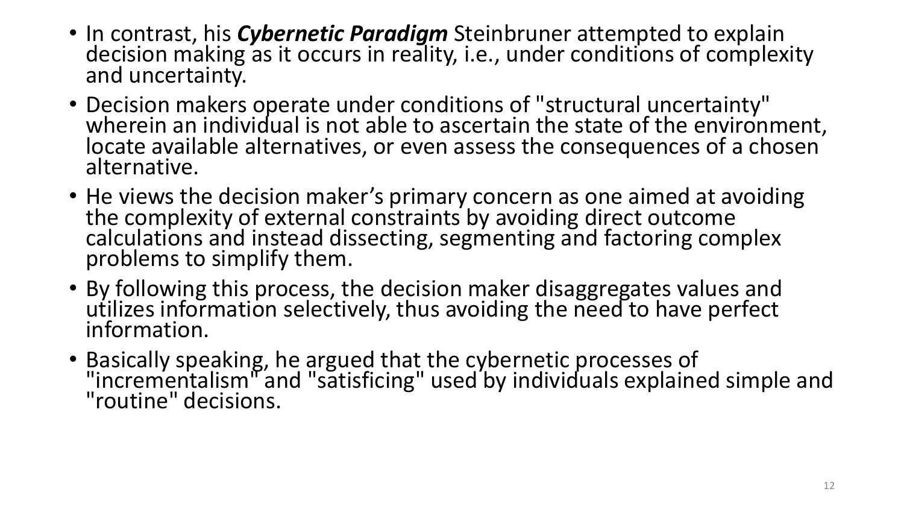- In contrast, his ***Cybernetic Paradigm*** Steinbruner attempted to explain decision making as it occurs in reality, i.e., under conditions of complexity and uncertainty.
- Decision makers operate under conditions of "structural uncertainty" wherein an individual is not able to ascertain the state of the environment, locate available alternatives, or even assess the consequences of a chosen alternative.
- He views the decision maker's primary concern as one aimed at avoiding the complexity of external constraints by avoiding direct outcome calculations and instead dissecting, segmenting and factoring complex problems to simplify them.
- By following this process, the decision maker disaggregates values and utilizes information selectively, thus avoiding the need to have perfect information.
- Basically speaking, he argued that the cybernetic processes of "incrementalism" and "satisficing" used by individuals explained simple and "routine" decisions.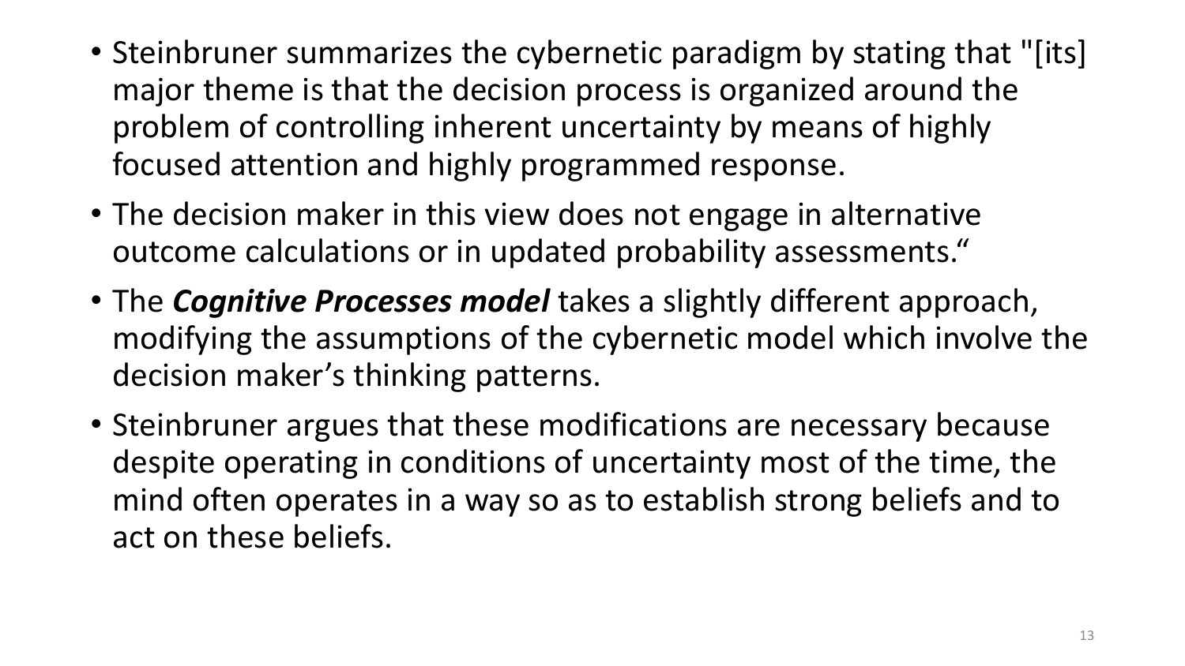- Steinbruner summarizes the cybernetic paradigm by stating that "[its] major theme is that the decision process is organized around the problem of controlling inherent uncertainty by means of highly focused attention and highly programmed response.
- The decision maker in this view does not engage in alternative outcome calculations or in updated probability assessments."
- The ***Cognitive Processes model*** takes a slightly different approach, modifying the assumptions of the cybernetic model which involve the decision maker's thinking patterns.
- Steinbruner argues that these modifications are necessary because despite operating in conditions of uncertainty most of the time, the mind often operates in a way so as to establish strong beliefs and to act on these beliefs.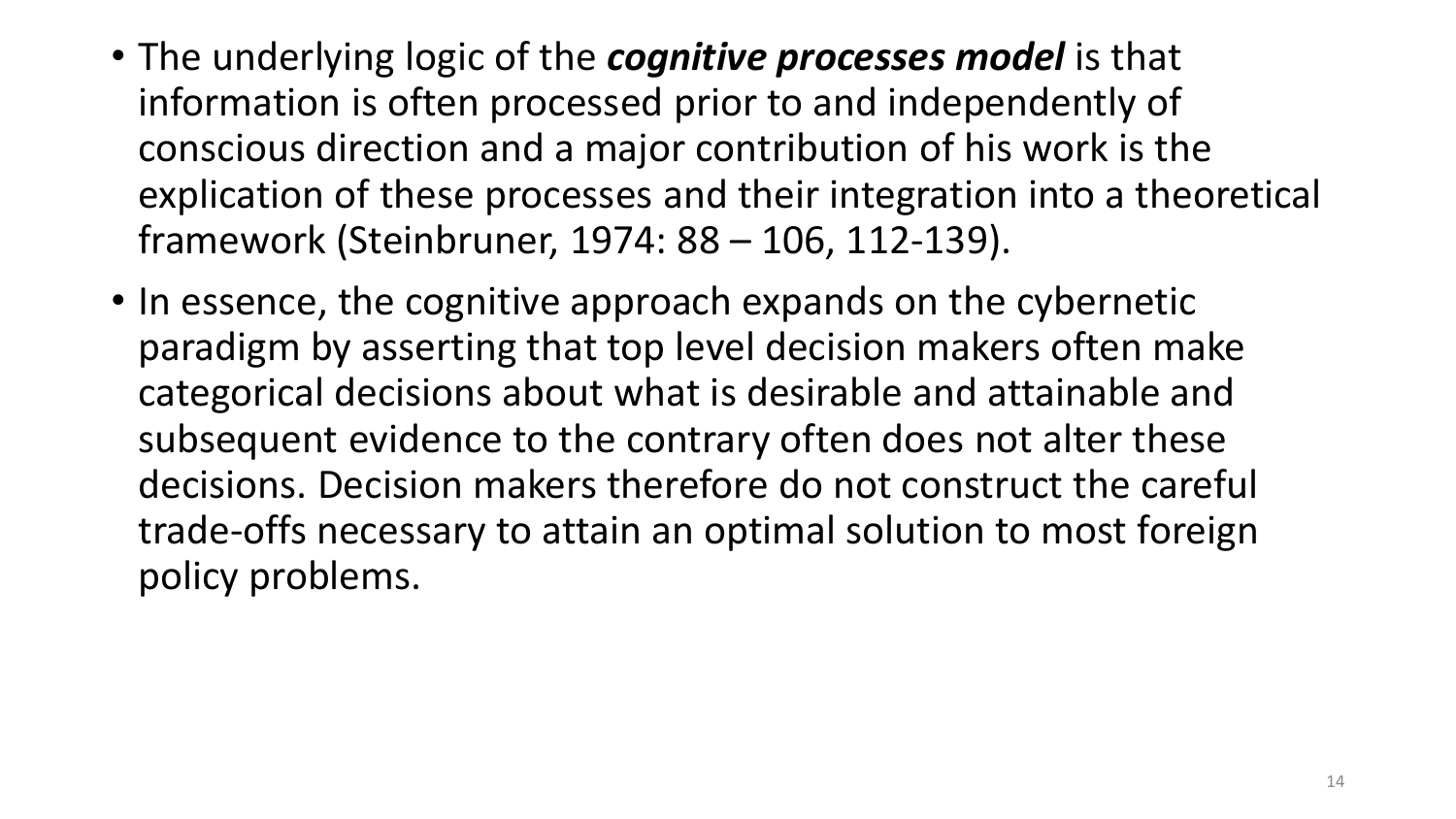- The underlying logic of the ***cognitive processes model*** is that information is often processed prior to and independently of conscious direction and a major contribution of his work is the explication of these processes and their integration into a theoretical framework (Steinbruner, 1974: 88 – 106, 112-139).
- In essence, the cognitive approach expands on the cybernetic paradigm by asserting that top level decision makers often make categorical decisions about what is desirable and attainable and subsequent evidence to the contrary often does not alter these decisions. Decision makers therefore do not construct the careful trade-offs necessary to attain an optimal solution to most foreign policy problems.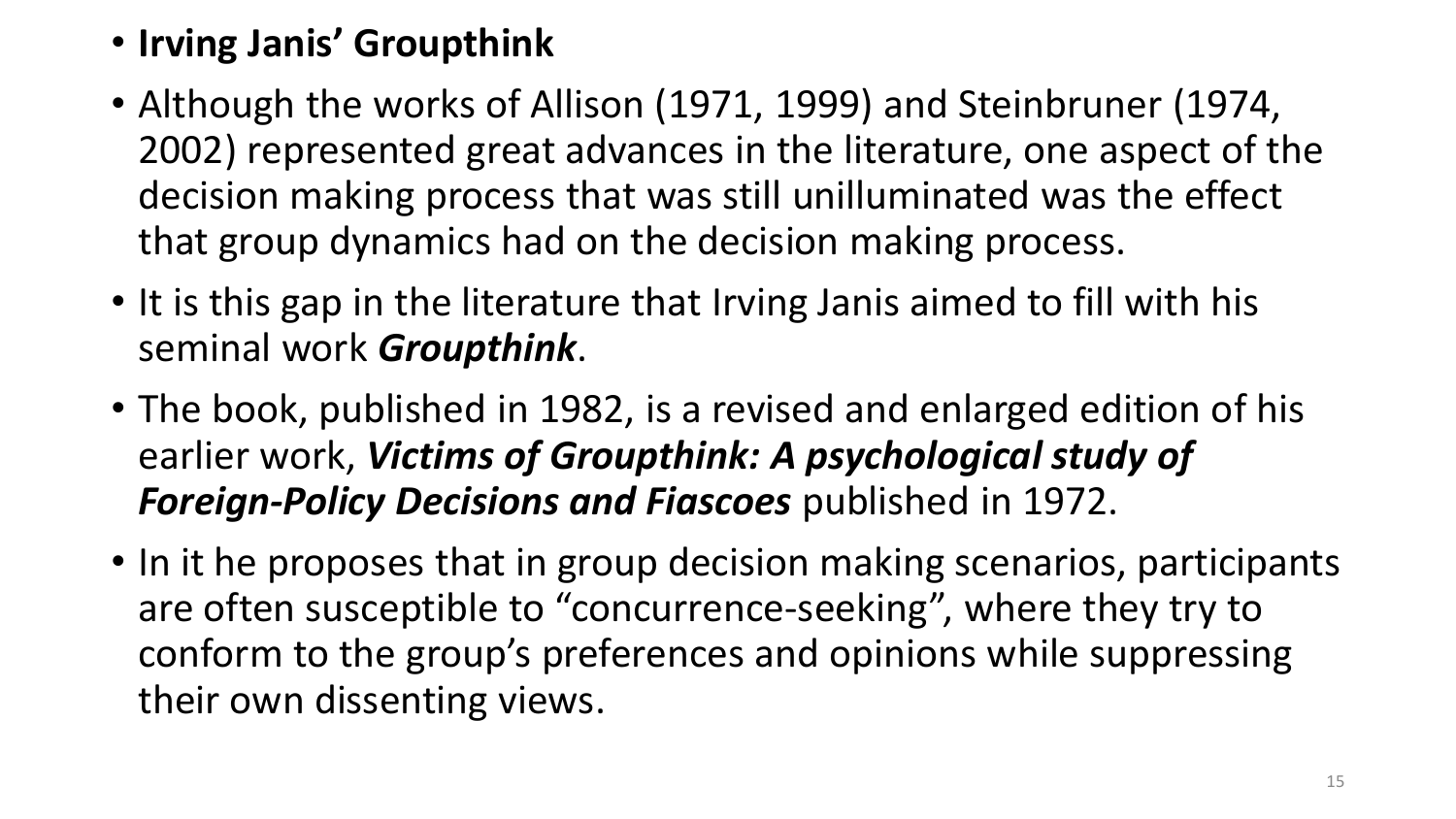- **Irving Janis' Groupthink**
- Although the works of Allison (1971, 1999) and Steinbruner (1974, 2002) represented great advances in the literature, one aspect of the decision making process that was still unilluminated was the effect that group dynamics had on the decision making process.
- It is this gap in the literature that Irving Janis aimed to fill with his seminal work ***Groupthink***.
- The book, published in 1982, is a revised and enlarged edition of his earlier work, ***Victims of Groupthink: A psychological study of Foreign-Policy Decisions and Fiascoes*** published in 1972.
- In it he proposes that in group decision making scenarios, participants are often susceptible to "concurrence-seeking", where they try to conform to the group's preferences and opinions while suppressing their own dissenting views.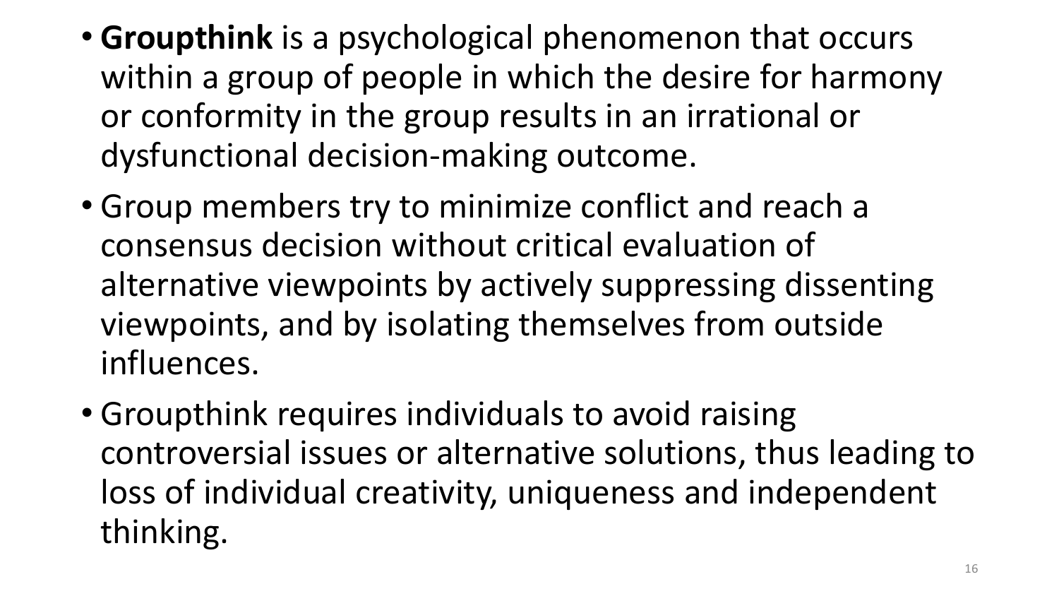- **Groupthink** is a psychological phenomenon that occurs within a group of people in which the desire for harmony or conformity in the group results in an irrational or dysfunctional decision-making outcome.
- Group members try to minimize conflict and reach a consensus decision without critical evaluation of alternative viewpoints by actively suppressing dissenting viewpoints, and by isolating themselves from outside influences.
- Groupthink requires individuals to avoid raising controversial issues or alternative solutions, thus leading to loss of individual creativity, uniqueness and independent thinking.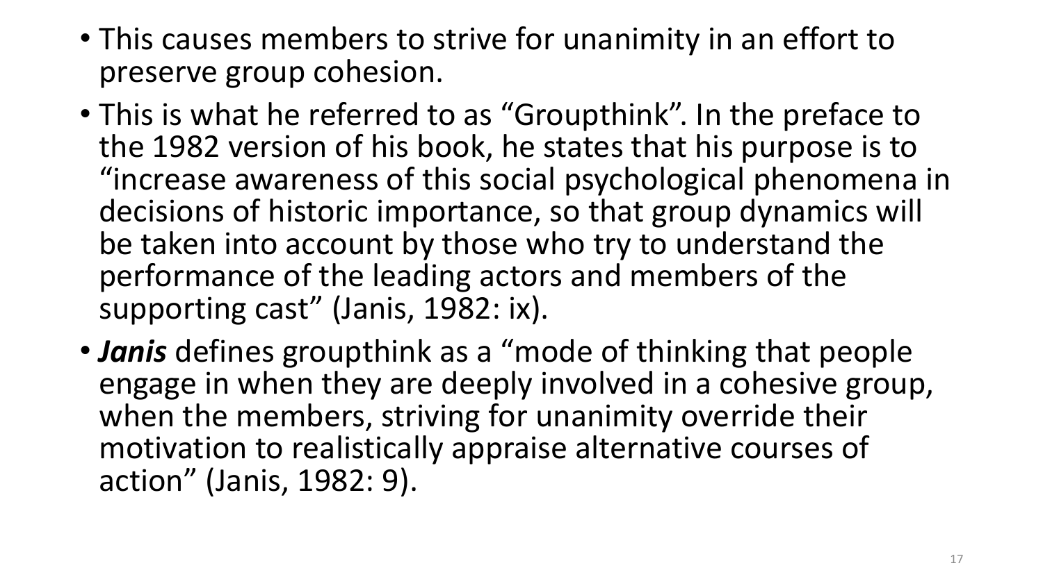- This causes members to strive for unanimity in an effort to preserve group cohesion.
- This is what he referred to as "Groupthink". In the preface to the 1982 version of his book, he states that his purpose is to "increase awareness of this social psychological phenomena in decisions of historic importance, so that group dynamics will be taken into account by those who try to understand the performance of the leading actors and members of the supporting cast" (Janis, 1982: ix).
- ***Janis*** defines groupthink as a "mode of thinking that people engage in when they are deeply involved in a cohesive group, when the members, striving for unanimity override their motivation to realistically appraise alternative courses of action" (Janis, 1982: 9).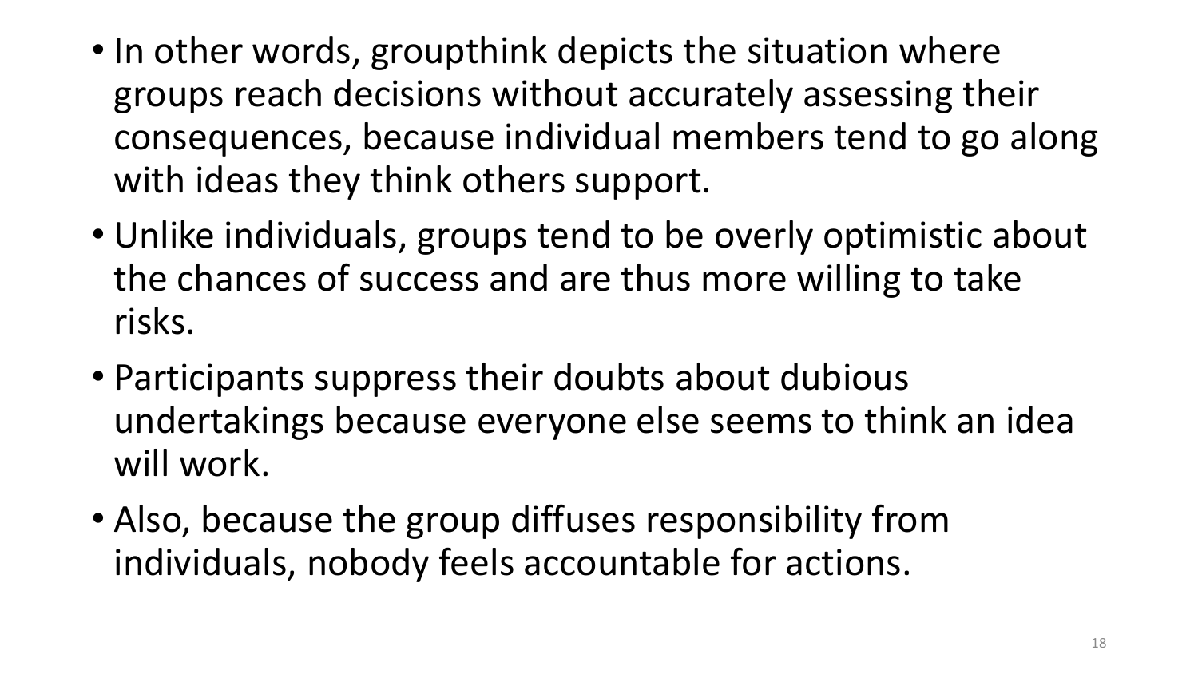- In other words, groupthink depicts the situation where groups reach decisions without accurately assessing their consequences, because individual members tend to go along with ideas they think others support.
- Unlike individuals, groups tend to be overly optimistic about the chances of success and are thus more willing to take risks.
- Participants suppress their doubts about dubious undertakings because everyone else seems to think an idea will work.
- Also, because the group diffuses responsibility from individuals, nobody feels accountable for actions.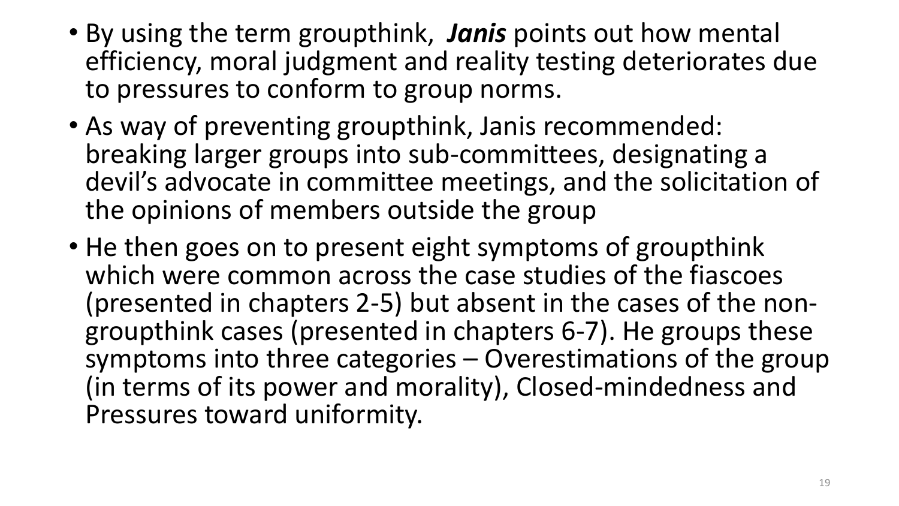- By using the term groupthink, ***Janis*** points out how mental efficiency, moral judgment and reality testing deteriorates due to pressures to conform to group norms.
- As way of preventing groupthink, Janis recommended: breaking larger groups into sub-committees, designating a devil's advocate in committee meetings, and the solicitation of the opinions of members outside the group
- He then goes on to present eight symptoms of groupthink which were common across the case studies of the fiascoes (presented in chapters 2-5) but absent in the cases of the non-groupthink cases (presented in chapters 6-7). He groups these symptoms into three categories – Overestimations of the group (in terms of its power and morality), Closed-mindedness and Pressures toward uniformity.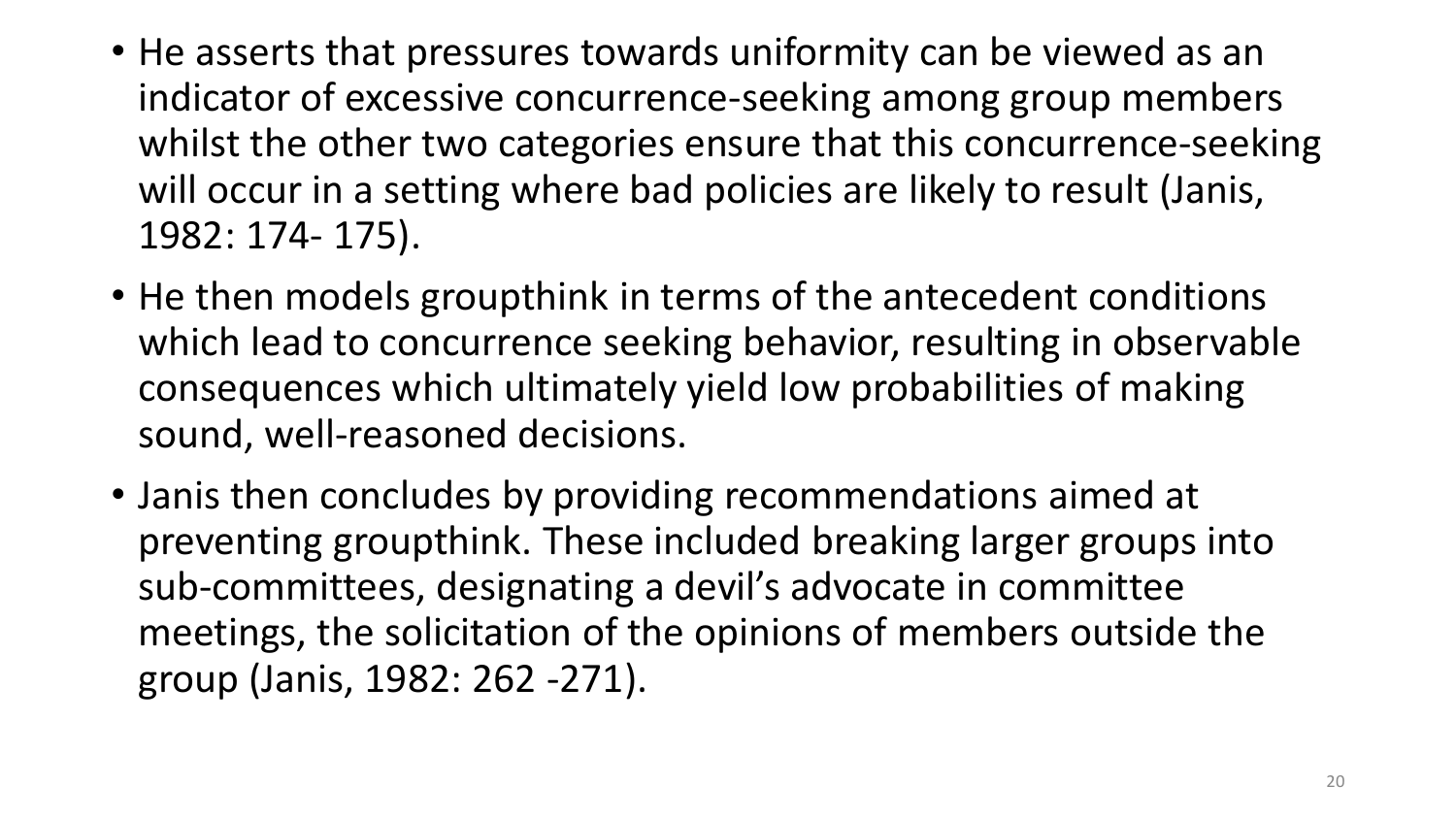- He asserts that pressures towards uniformity can be viewed as an indicator of excessive concurrence-seeking among group members whilst the other two categories ensure that this concurrence-seeking will occur in a setting where bad policies are likely to result (Janis, 1982: 174- 175).
- He then models groupthink in terms of the antecedent conditions which lead to concurrence seeking behavior, resulting in observable consequences which ultimately yield low probabilities of making sound, well-reasoned decisions.
- Janis then concludes by providing recommendations aimed at preventing groupthink. These included breaking larger groups into sub-committees, designating a devil's advocate in committee meetings, the solicitation of the opinions of members outside the group (Janis, 1982: 262 -271).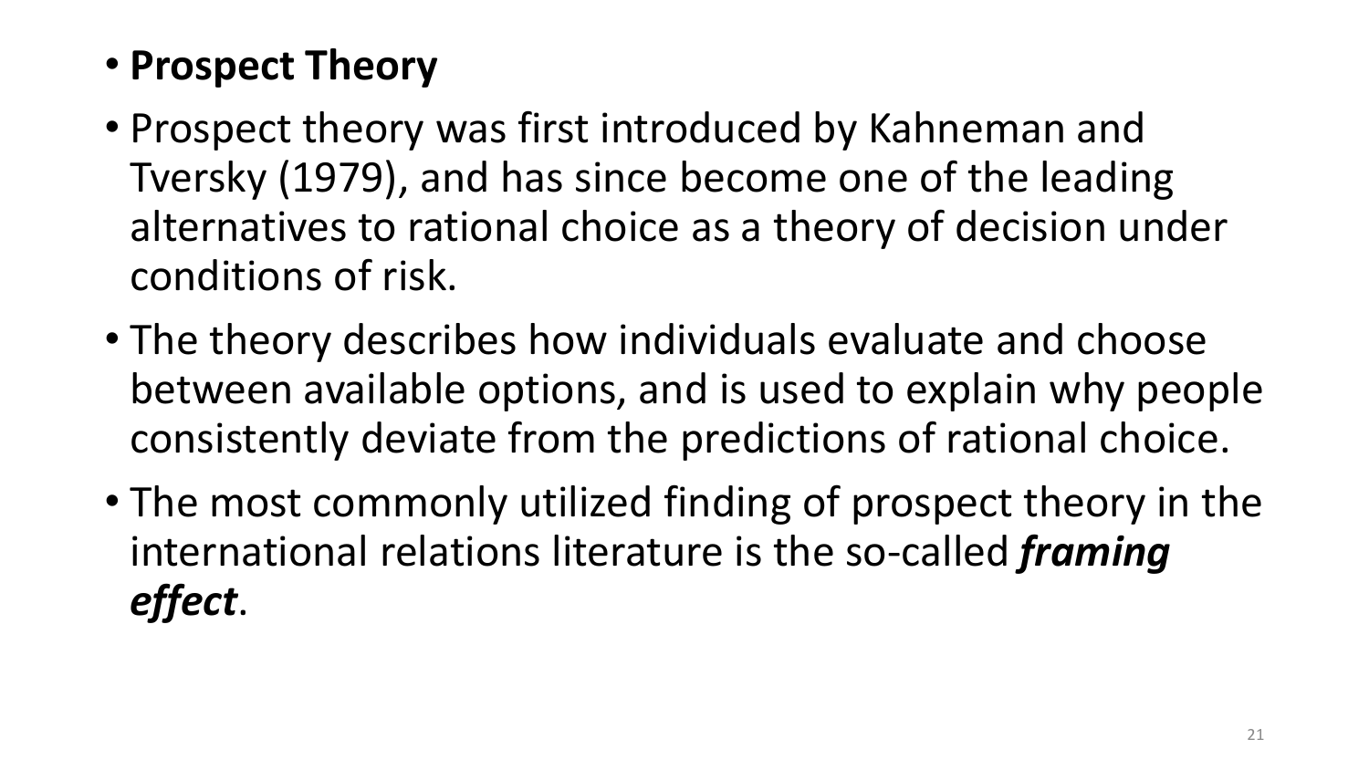- **Prospect Theory**
- Prospect theory was first introduced by Kahneman and Tversky (1979), and has since become one of the leading alternatives to rational choice as a theory of decision under conditions of risk.
- The theory describes how individuals evaluate and choose between available options, and is used to explain why people consistently deviate from the predictions of rational choice.
- The most commonly utilized finding of prospect theory in the international relations literature is the so-called ***framing effect***.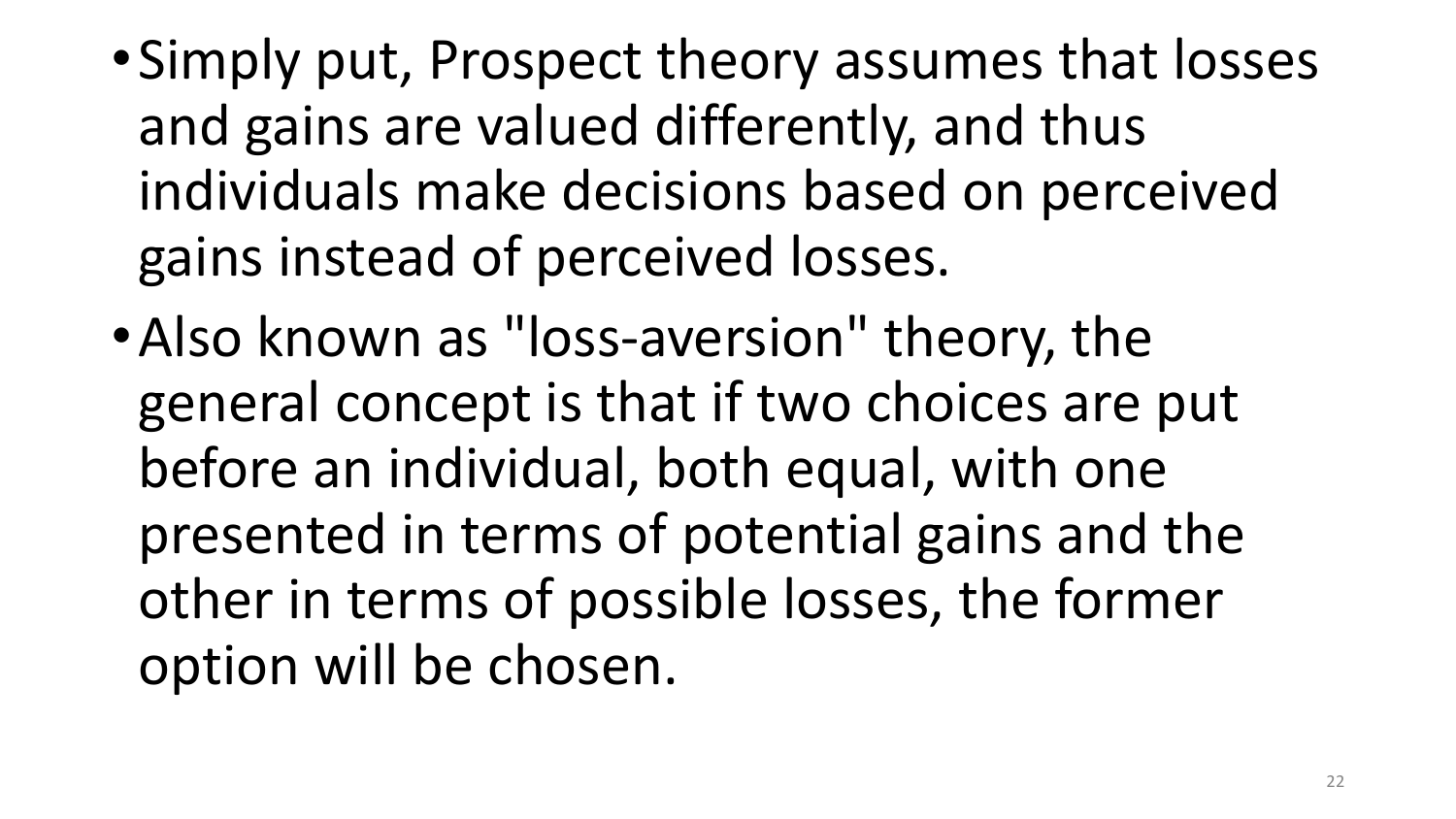- Simply put, Prospect theory assumes that losses and gains are valued differently, and thus individuals make decisions based on perceived gains instead of perceived losses.
- Also known as "loss-aversion" theory, the general concept is that if two choices are put before an individual, both equal, with one presented in terms of potential gains and the other in terms of possible losses, the former option will be chosen.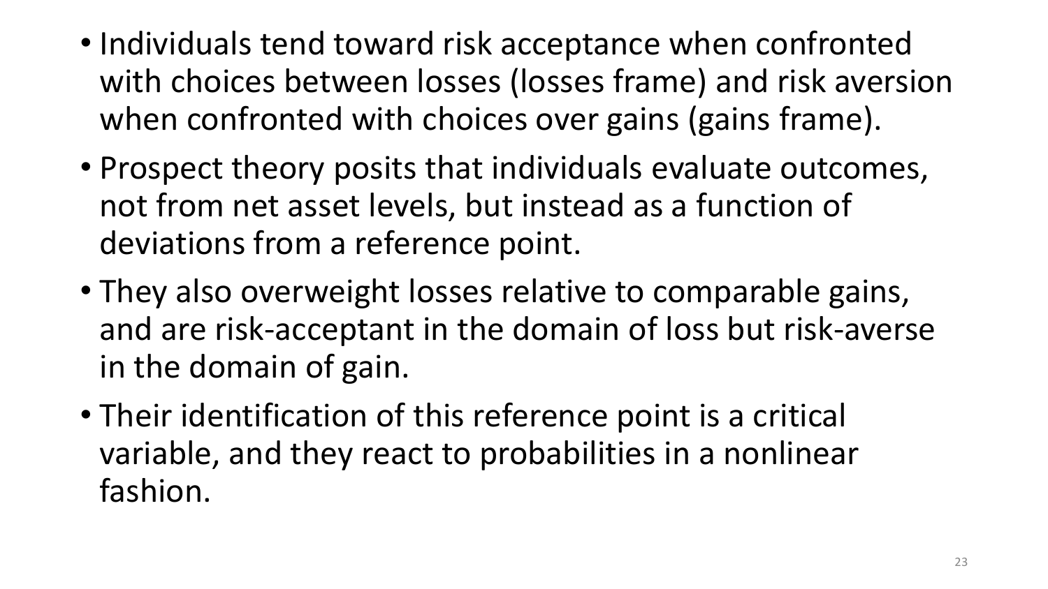- Individuals tend toward risk acceptance when confronted with choices between losses (losses frame) and risk aversion when confronted with choices over gains (gains frame).
- Prospect theory posits that individuals evaluate outcomes, not from net asset levels, but instead as a function of deviations from a reference point.
- They also overweight losses relative to comparable gains, and are risk-acceptant in the domain of loss but risk-averse in the domain of gain.
- Their identification of this reference point is a critical variable, and they react to probabilities in a nonlinear fashion.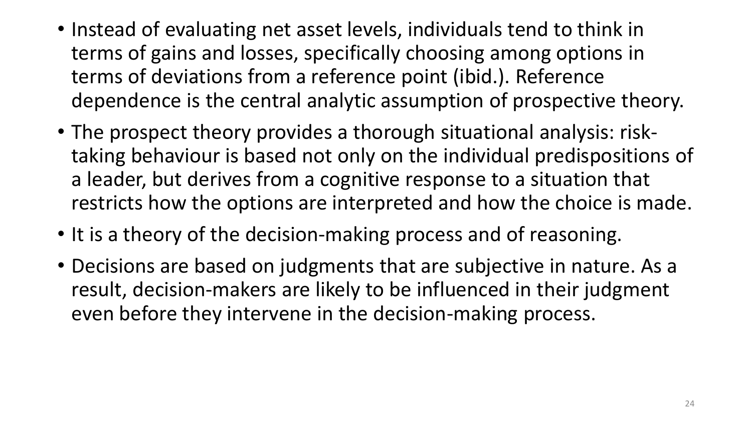- Instead of evaluating net asset levels, individuals tend to think in terms of gains and losses, specifically choosing among options in terms of deviations from a reference point (ibid.). Reference dependence is the central analytic assumption of prospective theory.
- The prospect theory provides a thorough situational analysis: risk-taking behaviour is based not only on the individual predispositions of a leader, but derives from a cognitive response to a situation that restricts how the options are interpreted and how the choice is made.
- It is a theory of the decision-making process and of reasoning.
- Decisions are based on judgments that are subjective in nature. As a result, decision-makers are likely to be influenced in their judgment even before they intervene in the decision-making process.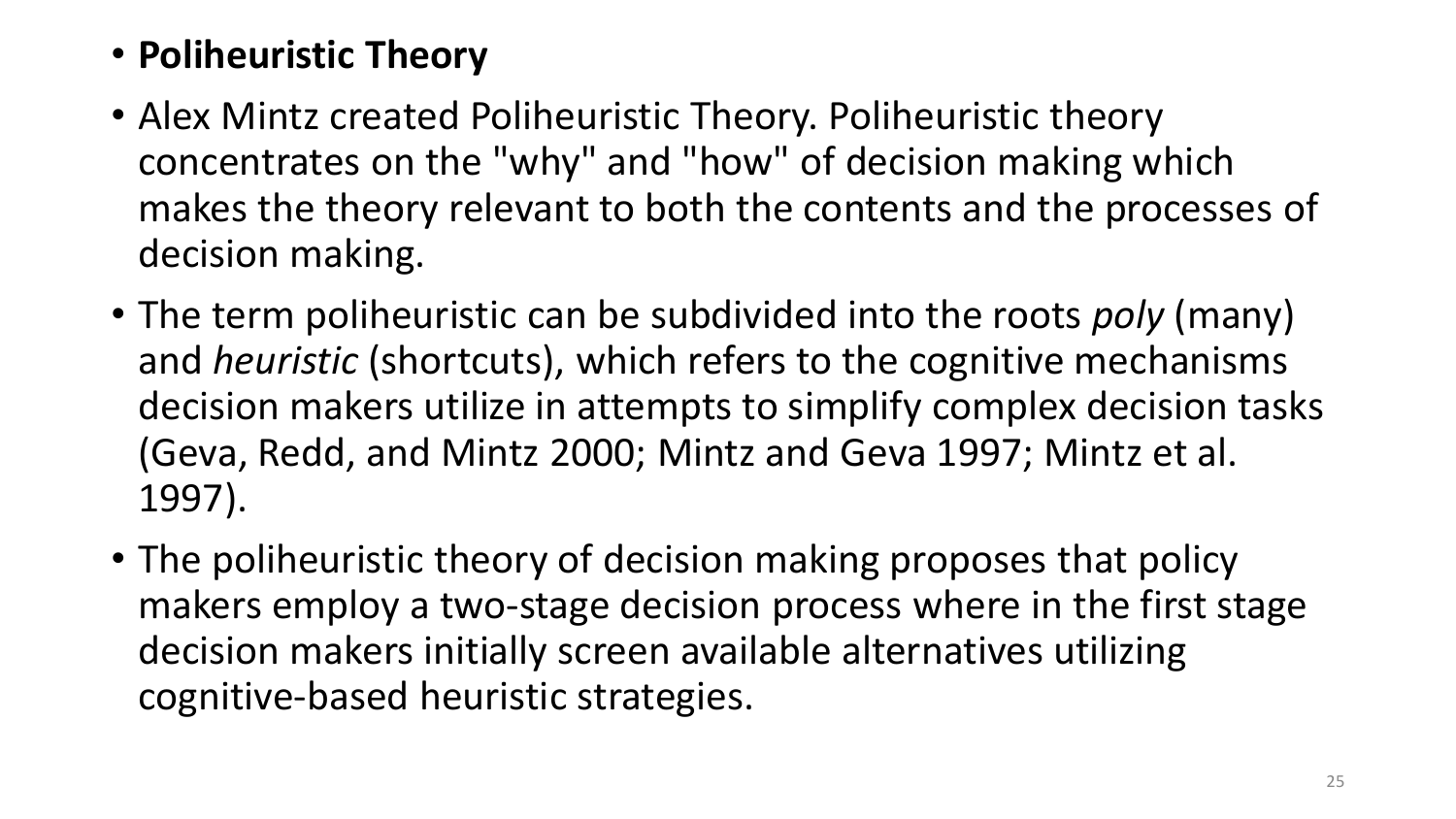- **Poliheuristic Theory**
- Alex Mintz created Poliheuristic Theory. Poliheuristic theory concentrates on the "why" and "how" of decision making which makes the theory relevant to both the contents and the processes of decision making.
- The term poliheuristic can be subdivided into the roots *poly* (many) and *heuristic* (shortcuts), which refers to the cognitive mechanisms decision makers utilize in attempts to simplify complex decision tasks (Geva, Redd, and Mintz 2000; Mintz and Geva 1997; Mintz et al. 1997).
- The poliheuristic theory of decision making proposes that policy makers employ a two-stage decision process where in the first stage decision makers initially screen available alternatives utilizing cognitive-based heuristic strategies.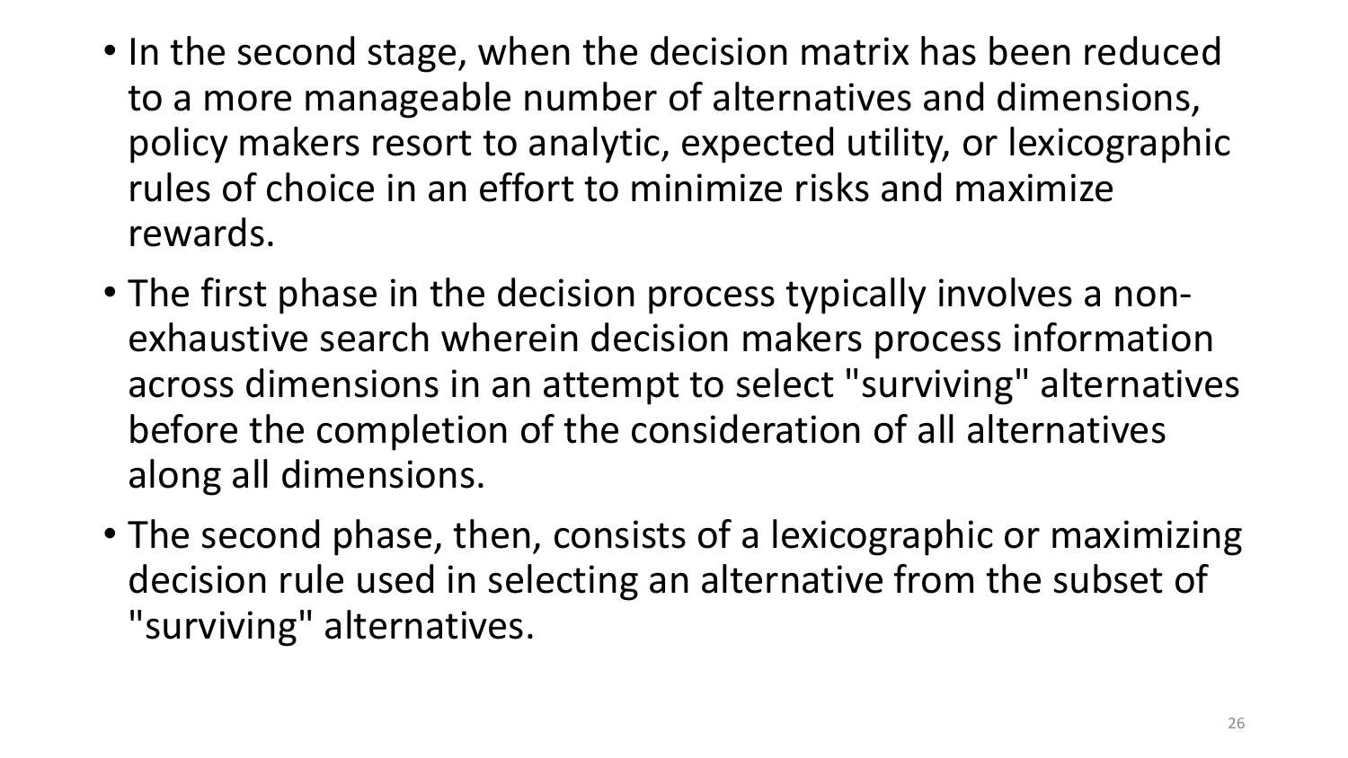- In the second stage, when the decision matrix has been reduced to a more manageable number of alternatives and dimensions, policy makers resort to analytic, expected utility, or lexicographic rules of choice in an effort to minimize risks and maximize rewards.
- The first phase in the decision process typically involves a non-exhaustive search wherein decision makers process information across dimensions in an attempt to select "surviving" alternatives before the completion of the consideration of all alternatives along all dimensions.
- The second phase, then, consists of a lexicographic or maximizing decision rule used in selecting an alternative from the subset of "surviving" alternatives.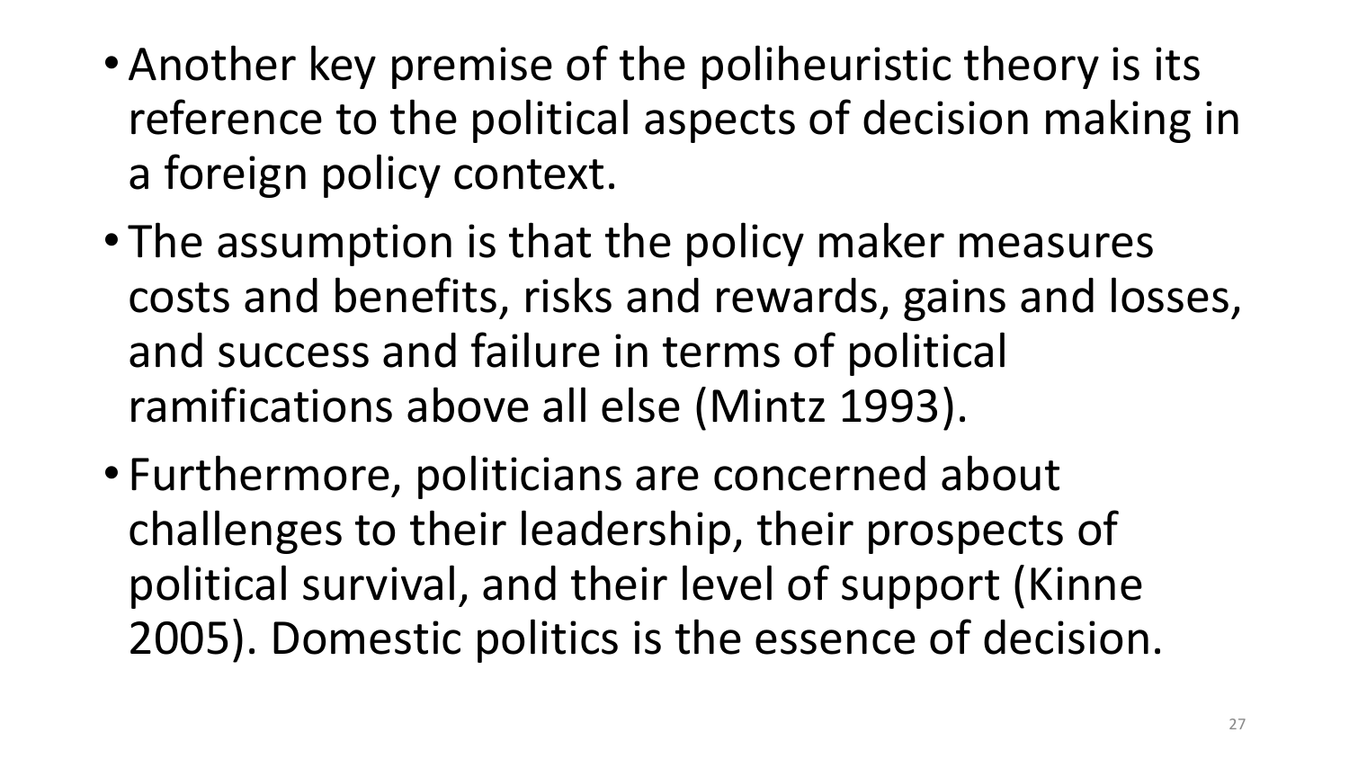- Another key premise of the poliheuristic theory is its reference to the political aspects of decision making in a foreign policy context.
- The assumption is that the policy maker measures costs and benefits, risks and rewards, gains and losses, and success and failure in terms of political ramifications above all else (Mintz 1993).
- Furthermore, politicians are concerned about challenges to their leadership, their prospects of political survival, and their level of support (Kinne 2005). Domestic politics is the essence of decision.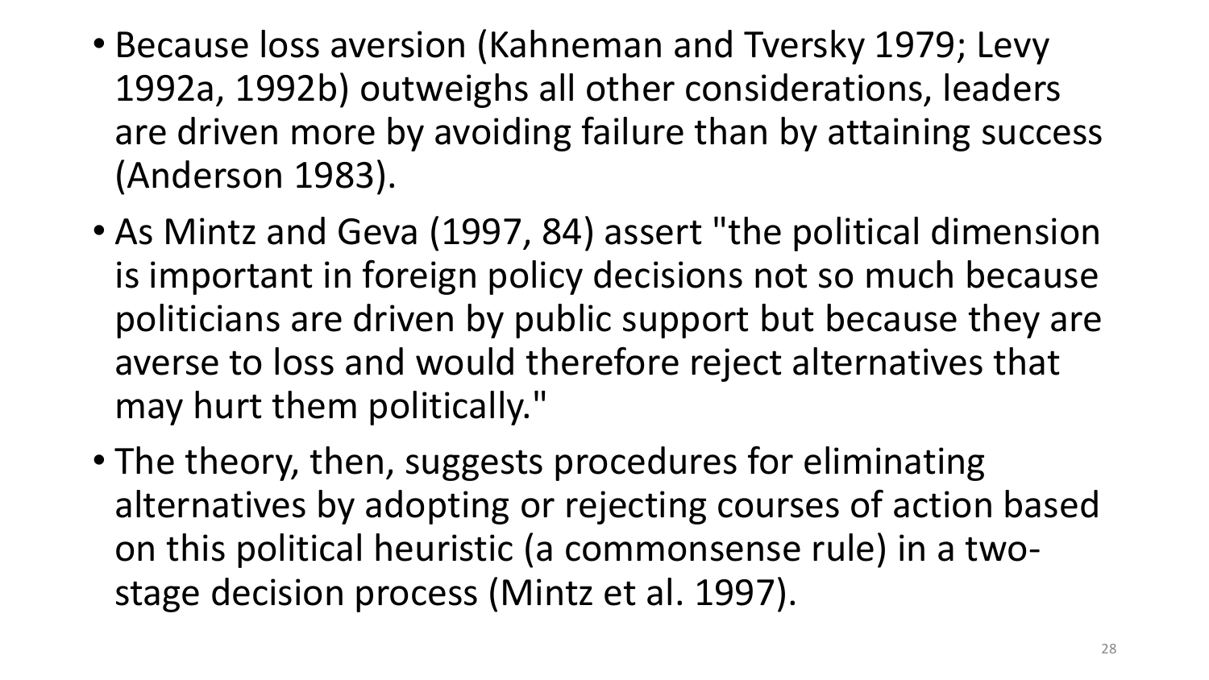- Because loss aversion (Kahneman and Tversky 1979; Levy 1992a, 1992b) outweighs all other considerations, leaders are driven more by avoiding failure than by attaining success (Anderson 1983).
- As Mintz and Geva (1997, 84) assert "the political dimension is important in foreign policy decisions not so much because politicians are driven by public support but because they are averse to loss and would therefore reject alternatives that may hurt them politically."
- The theory, then, suggests procedures for eliminating alternatives by adopting or rejecting courses of action based on this political heuristic (a commonsense rule) in a two-stage decision process (Mintz et al. 1997).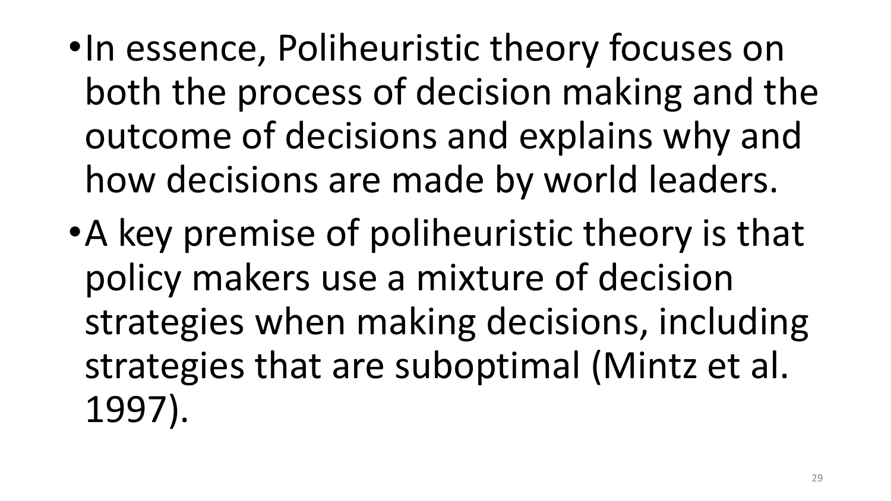- In essence, Poliheuristic theory focuses on both the process of decision making and the outcome of decisions and explains why and how decisions are made by world leaders.
- A key premise of poliheuristic theory is that policy makers use a mixture of decision strategies when making decisions, including strategies that are suboptimal (Mintz et al. 1997).